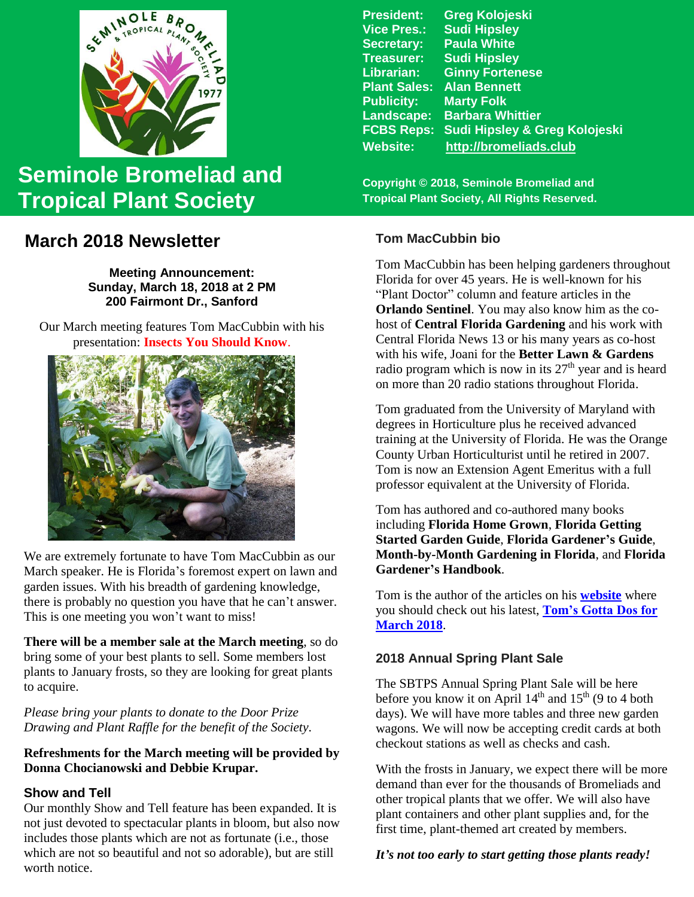# Seminole Bromeliad and Tropical Plant Society

| | |
|---|---|
| **President:** | **Greg Kolojeski** |
| **Vice Pres.:** | **Sudi Hipsley** |
| **Secretary:** | **Paula White** |
| **Treasurer:** | **Sudi Hipsley** |
| **Librarian:** | **Ginny Fortenese** |
| **Plant Sales:** | **Alan Bennett** |
| **Publicity:** | **Marty Folk** |
| **Landscape:** | **Barbara Whittier** |
| **FCBS Reps:** | **Sudi Hipsley & Greg Kolojeski** |
| **Website:** | **http://bromeliads.club** |

**Copyright © 2018, Seminole Bromeliad and Tropical Plant Society, All Rights Reserved.**

## March 2018 Newsletter

**Meeting Announcement:**
**Sunday, March 18, 2018 at 2 PM**
**200 Fairmont Dr., Sanford**

Our March meeting features Tom MacCubbin with his presentation: **Insects You Should Know**.

We are extremely fortunate to have Tom MacCubbin as our March speaker. He is Florida's foremost expert on lawn and garden issues. With his breadth of gardening knowledge, there is probably no question you have that he can't answer. This is one meeting you won't want to miss!

**There will be a member sale at the March meeting**, so do bring some of your best plants to sell. Some members lost plants to January frosts, so they are looking for great plants to acquire.

*Please bring your plants to donate to the Door Prize Drawing and Plant Raffle for the benefit of the Society.*

**Refreshments for the March meeting will be provided by Donna Chocianowski and Debbie Krupar.**

### Show and Tell

Our monthly Show and Tell feature has been expanded. It is not just devoted to spectacular plants in bloom, but also now includes those plants which are not as fortunate (i.e., those which are not so beautiful and not so adorable), but are still worth notice.

### Tom MacCubbin bio

Tom MacCubbin has been helping gardeners throughout Florida for over 45 years. He is well-known for his "Plant Doctor" column and feature articles in the **Orlando Sentinel**. You may also know him as the co-host of **Central Florida Gardening** and his work with Central Florida News 13 or his many years as co-host with his wife, Joani for the **Better Lawn & Gardens** radio program which is now in its 27th year and is heard on more than 20 radio stations throughout Florida.

Tom graduated from the University of Maryland with degrees in Horticulture plus he received advanced training at the University of Florida. He was the Orange County Urban Horticulturist until he retired in 2007. Tom is now an Extension Agent Emeritus with a full professor equivalent at the University of Florida.

Tom has authored and co-authored many books including **Florida Home Grown**, **Florida Getting Started Garden Guide**, **Florida Gardener's Guide**, **Month-by-Month Gardening in Florida**, and **Florida Gardener's Handbook**.

Tom is the author of the articles on his **website** where you should check out his latest, **Tom's Gotta Dos for March 2018**.

### 2018 Annual Spring Plant Sale

The SBTPS Annual Spring Plant Sale will be here before you know it on April 14th and 15th (9 to 4 both days). We will have more tables and three new garden wagons. We will now be accepting credit cards at both checkout stations as well as checks and cash.

With the frosts in January, we expect there will be more demand than ever for the thousands of Bromeliads and other tropical plants that we offer. We will also have plant containers and other plant supplies and, for the first time, plant-themed art created by members.

***It's not too early to start getting those plants ready!***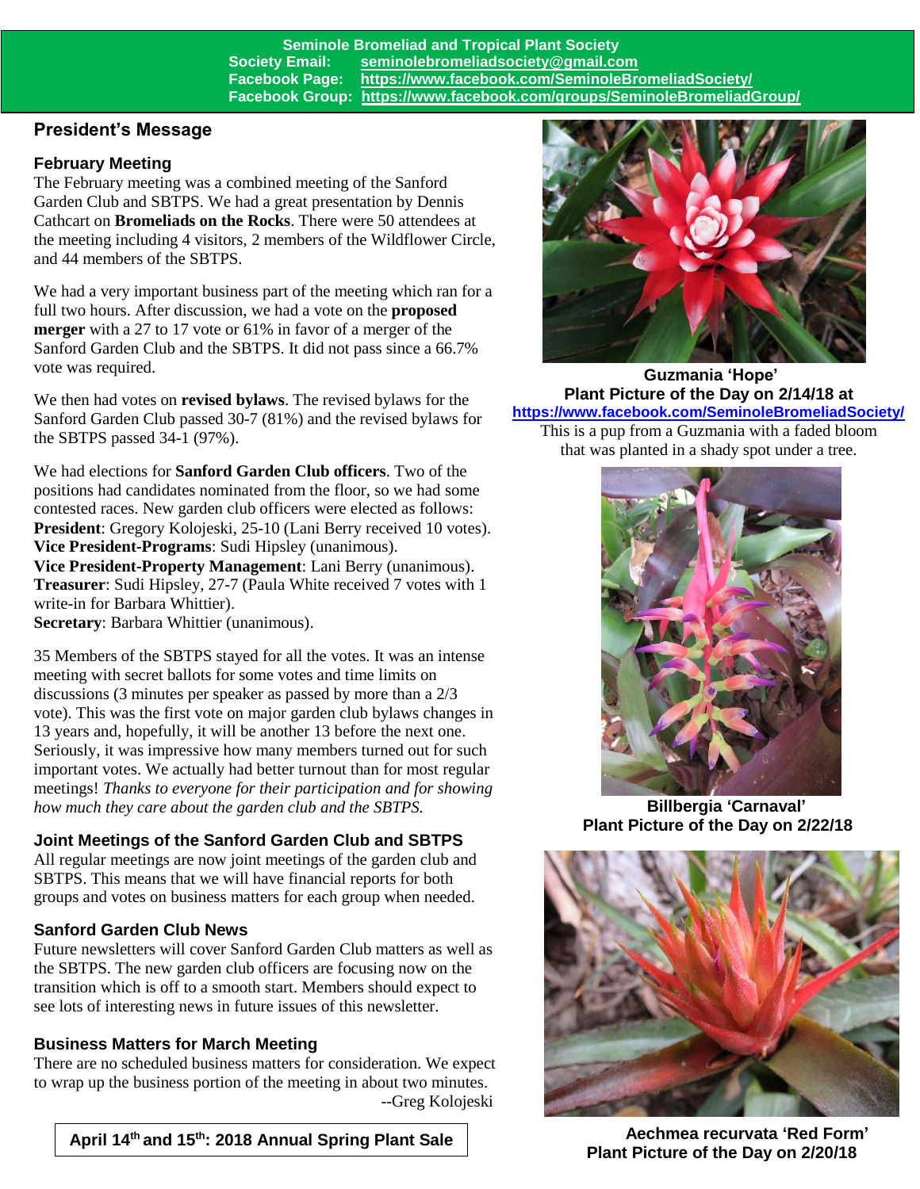**Seminole Bromeliad and Tropical Plant Society**
**Society Email:** seminolebromeliadsociety@gmail.com
**Facebook Page:** https://www.facebook.com/SeminoleBromeliadSociety/
**Facebook Group:** https://www.facebook.com/groups/SeminoleBromeliadGroup/

## President's Message

### February Meeting

The February meeting was a combined meeting of the Sanford Garden Club and SBTPS. We had a great presentation by Dennis Cathcart on **Bromeliads on the Rocks**. There were 50 attendees at the meeting including 4 visitors, 2 members of the Wildflower Circle, and 44 members of the SBTPS.

We had a very important business part of the meeting which ran for a full two hours. After discussion, we had a vote on the **proposed merger** with a 27 to 17 vote or 61% in favor of a merger of the Sanford Garden Club and the SBTPS. It did not pass since a 66.7% vote was required.

We then had votes on **revised bylaws**. The revised bylaws for the Sanford Garden Club passed 30-7 (81%) and the revised bylaws for the SBTPS passed 34-1 (97%).

We had elections for **Sanford Garden Club officers**. Two of the positions had candidates nominated from the floor, so we had some contested races. New garden club officers were elected as follows:
**President**: Gregory Kolojeski, 25-10 (Lani Berry received 10 votes).
**Vice President-Programs**: Sudi Hipsley (unanimous).
**Vice President-Property Management**: Lani Berry (unanimous).
**Treasurer**: Sudi Hipsley, 27-7 (Paula White received 7 votes with 1 write-in for Barbara Whittier).
**Secretary**: Barbara Whittier (unanimous).

35 Members of the SBTPS stayed for all the votes. It was an intense meeting with secret ballots for some votes and time limits on discussions (3 minutes per speaker as passed by more than a 2/3 vote). This was the first vote on major garden club bylaws changes in 13 years and, hopefully, it will be another 13 before the next one. Seriously, it was impressive how many members turned out for such important votes. We actually had better turnout than for most regular meetings! *Thanks to everyone for their participation and for showing how much they care about the garden club and the SBTPS.*

### Joint Meetings of the Sanford Garden Club and SBTPS

All regular meetings are now joint meetings of the garden club and SBTPS. This means that we will have financial reports for both groups and votes on business matters for each group when needed.

### Sanford Garden Club News

Future newsletters will cover Sanford Garden Club matters as well as the SBTPS. The new garden club officers are focusing now on the transition which is off to a smooth start. Members should expect to see lots of interesting news in future issues of this newsletter.

### Business Matters for March Meeting

There are no scheduled business matters for consideration. We expect to wrap up the business portion of the meeting in about two minutes.

--Greg Kolojeski

**April 14th and 15th: 2018 Annual Spring Plant Sale**

**Guzmania 'Hope'**
**Plant Picture of the Day on 2/14/18 at**
**https://www.facebook.com/SeminoleBromeliadSociety/**
This is a pup from a Guzmania with a faded bloom that was planted in a shady spot under a tree.

**Billbergia 'Carnaval'**
**Plant Picture of the Day on 2/22/18**

**Aechmea recurvata 'Red Form'**
**Plant Picture of the Day on 2/20/18**